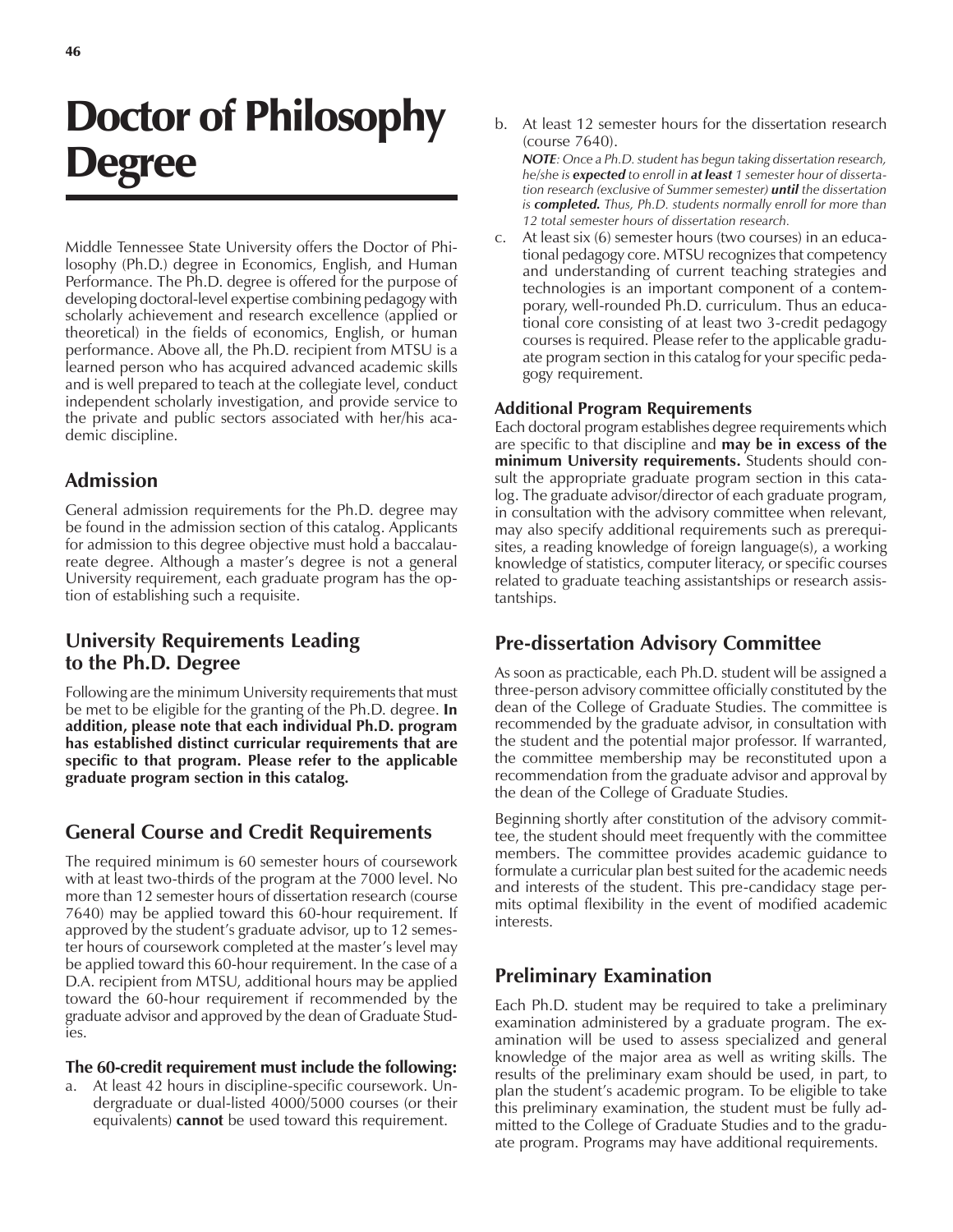# Doctor of Philosophy Degree

Middle Tennessee State University offers the Doctor of Philosophy (Ph.D.) degree in Economics, English, and Human Performance. The Ph.D. degree is offered for the purpose of developing doctoral-level expertise combining pedagogy with scholarly achievement and research excellence (applied or theoretical) in the fields of economics, English, or human performance. Above all, the Ph.D. recipient from MTSU is a learned person who has acquired advanced academic skills and is well prepared to teach at the collegiate level, conduct independent scholarly investigation, and provide service to the private and public sectors associated with her/his academic discipline.

## Admission

General admission requirements for the Ph.D. degree may be found in the admission section of this catalog. Applicants for admission to this degree objective must hold a baccalaureate degree. Although a master's degree is not a general University requirement, each graduate program has the option of establishing such a requisite.

## University Requirements Leading to the Ph.D. Degree

Following are the minimum University requirements that must be met to be eligible for the granting of the Ph.D. degree. **In addition, please note that each individual Ph.D. program has established distinct curricular requirements that are specific to that program. Please refer to the applicable graduate program section in this catalog.**

## General Course and Credit Requirements

The required minimum is 60 semester hours of coursework with at least two-thirds of the program at the 7000 level. No more than 12 semester hours of dissertation research (course 7640) may be applied toward this 60-hour requirement. If approved by the student's graduate advisor, up to 12 semester hours of coursework completed at the master's level may be applied toward this 60-hour requirement. In the case of a D.A. recipient from MTSU, additional hours may be applied toward the 60-hour requirement if recommended by the graduate advisor and approved by the dean of Graduate Studies.

### The 60-credit requirement must include the following:

a. At least 42 hours in discipline-specific coursework. Undergraduate or dual-listed 4000/5000 courses (or their equivalents) **cannot** be used toward this requirement.

b. At least 12 semester hours for the dissertation research (course 7640).

   ***NOTE**: Once a Ph.D. student has begun taking dissertation research, he/she is **expected** to enroll in **at least** 1 semester hour of dissertation research (exclusive of Summer semester) **until** the dissertation is **completed.** Thus, Ph.D. students normally enroll for more than 12 total semester hours of dissertation research.*

c. At least six (6) semester hours (two courses) in an educational pedagogy core. MTSU recognizes that competency and understanding of current teaching strategies and technologies is an important component of a contemporary, well-rounded Ph.D. curriculum. Thus an educational core consisting of at least two 3-credit pedagogy courses is required. Please refer to the applicable graduate program section in this catalog for your specific pedagogy requirement.

### Additional Program Requirements

Each doctoral program establishes degree requirements which are specific to that discipline and **may be in excess of the minimum University requirements.** Students should consult the appropriate graduate program section in this catalog. The graduate advisor/director of each graduate program, in consultation with the advisory committee when relevant, may also specify additional requirements such as prerequisites, a reading knowledge of foreign language(s), a working knowledge of statistics, computer literacy, or specific courses related to graduate teaching assistantships or research assistantships.

## Pre-dissertation Advisory Committee

As soon as practicable, each Ph.D. student will be assigned a three-person advisory committee officially constituted by the dean of the College of Graduate Studies. The committee is recommended by the graduate advisor, in consultation with the student and the potential major professor. If warranted, the committee membership may be reconstituted upon a recommendation from the graduate advisor and approval by the dean of the College of Graduate Studies.

Beginning shortly after constitution of the advisory committee, the student should meet frequently with the committee members. The committee provides academic guidance to formulate a curricular plan best suited for the academic needs and interests of the student. This pre-candidacy stage permits optimal flexibility in the event of modified academic interests.

## Preliminary Examination

Each Ph.D. student may be required to take a preliminary examination administered by a graduate program. The examination will be used to assess specialized and general knowledge of the major area as well as writing skills. The results of the preliminary exam should be used, in part, to plan the student's academic program. To be eligible to take this preliminary examination, the student must be fully admitted to the College of Graduate Studies and to the graduate program. Programs may have additional requirements.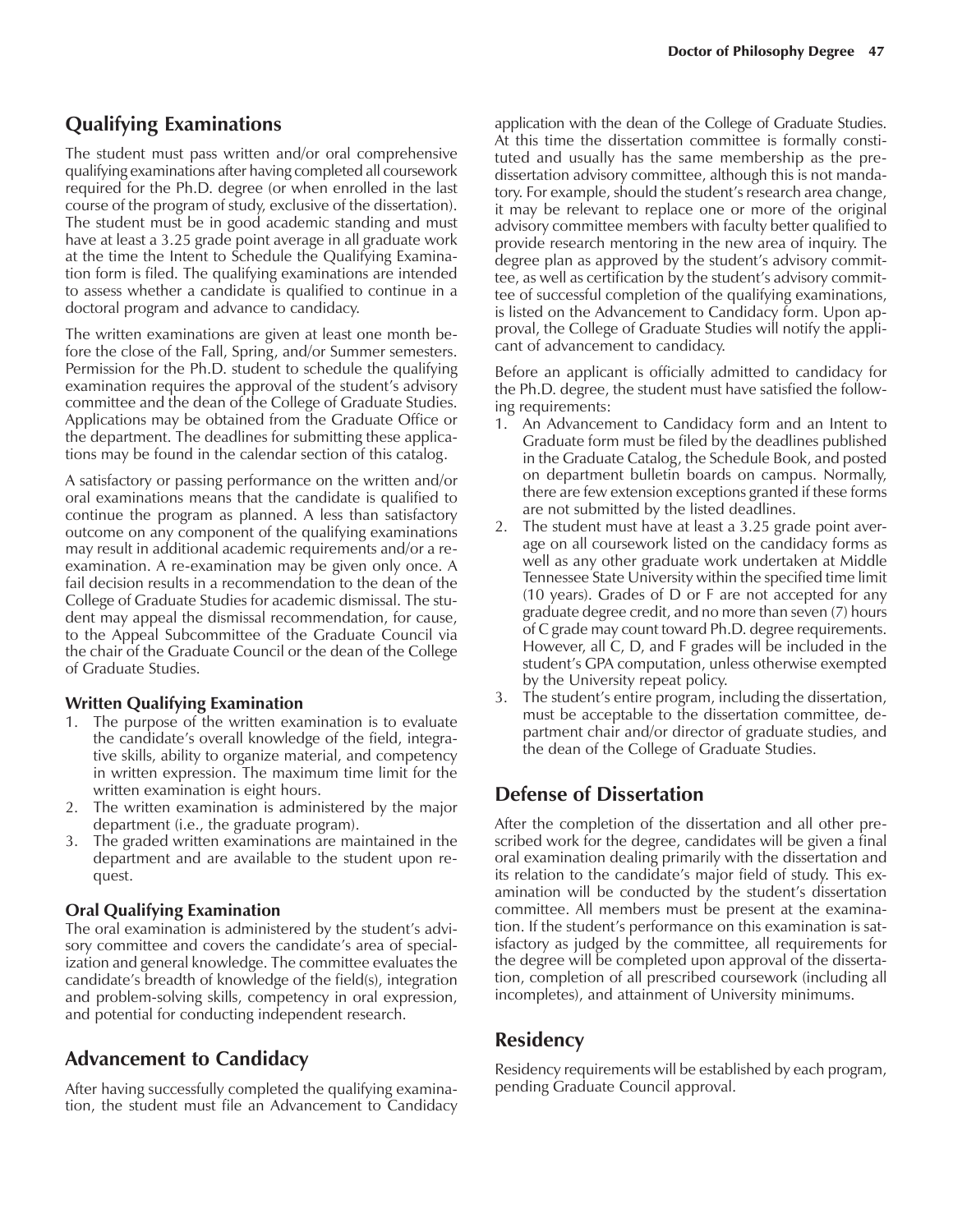## Qualifying Examinations

The student must pass written and/or oral comprehensive qualifying examinations after having completed all coursework required for the Ph.D. degree (or when enrolled in the last course of the program of study, exclusive of the dissertation). The student must be in good academic standing and must have at least a 3.25 grade point average in all graduate work at the time the Intent to Schedule the Qualifying Examination form is filed. The qualifying examinations are intended to assess whether a candidate is qualified to continue in a doctoral program and advance to candidacy.

The written examinations are given at least one month before the close of the Fall, Spring, and/or Summer semesters. Permission for the Ph.D. student to schedule the qualifying examination requires the approval of the student's advisory committee and the dean of the College of Graduate Studies. Applications may be obtained from the Graduate Office or the department. The deadlines for submitting these applications may be found in the calendar section of this catalog.

A satisfactory or passing performance on the written and/or oral examinations means that the candidate is qualified to continue the program as planned. A less than satisfactory outcome on any component of the qualifying examinations may result in additional academic requirements and/or a re-examination. A re-examination may be given only once. A fail decision results in a recommendation to the dean of the College of Graduate Studies for academic dismissal. The student may appeal the dismissal recommendation, for cause, to the Appeal Subcommittee of the Graduate Council via the chair of the Graduate Council or the dean of the College of Graduate Studies.

### Written Qualifying Examination

1. The purpose of the written examination is to evaluate the candidate's overall knowledge of the field, integrative skills, ability to organize material, and competency in written expression. The maximum time limit for the written examination is eight hours.
2. The written examination is administered by the major department (i.e., the graduate program).
3. The graded written examinations are maintained in the department and are available to the student upon request.

### Oral Qualifying Examination

The oral examination is administered by the student's advisory committee and covers the candidate's area of specialization and general knowledge. The committee evaluates the candidate's breadth of knowledge of the field(s), integration and problem-solving skills, competency in oral expression, and potential for conducting independent research.

## Advancement to Candidacy

After having successfully completed the qualifying examination, the student must file an Advancement to Candidacy application with the dean of the College of Graduate Studies. At this time the dissertation committee is formally constituted and usually has the same membership as the pre-dissertation advisory committee, although this is not mandatory. For example, should the student's research area change, it may be relevant to replace one or more of the original advisory committee members with faculty better qualified to provide research mentoring in the new area of inquiry. The degree plan as approved by the student's advisory committee, as well as certification by the student's advisory committee of successful completion of the qualifying examinations, is listed on the Advancement to Candidacy form. Upon approval, the College of Graduate Studies will notify the applicant of advancement to candidacy.

Before an applicant is officially admitted to candidacy for the Ph.D. degree, the student must have satisfied the following requirements:

1. An Advancement to Candidacy form and an Intent to Graduate form must be filed by the deadlines published in the Graduate Catalog, the Schedule Book, and posted on department bulletin boards on campus. Normally, there are few extension exceptions granted if these forms are not submitted by the listed deadlines.
2. The student must have at least a 3.25 grade point average on all coursework listed on the candidacy forms as well as any other graduate work undertaken at Middle Tennessee State University within the specified time limit (10 years). Grades of D or F are not accepted for any graduate degree credit, and no more than seven (7) hours of C grade may count toward Ph.D. degree requirements. However, all C, D, and F grades will be included in the student's GPA computation, unless otherwise exempted by the University repeat policy.
3. The student's entire program, including the dissertation, must be acceptable to the dissertation committee, department chair and/or director of graduate studies, and the dean of the College of Graduate Studies.

## Defense of Dissertation

After the completion of the dissertation and all other prescribed work for the degree, candidates will be given a final oral examination dealing primarily with the dissertation and its relation to the candidate's major field of study. This examination will be conducted by the student's dissertation committee. All members must be present at the examination. If the student's performance on this examination is satisfactory as judged by the committee, all requirements for the degree will be completed upon approval of the dissertation, completion of all prescribed coursework (including all incompletes), and attainment of University minimums.

## Residency

Residency requirements will be established by each program, pending Graduate Council approval.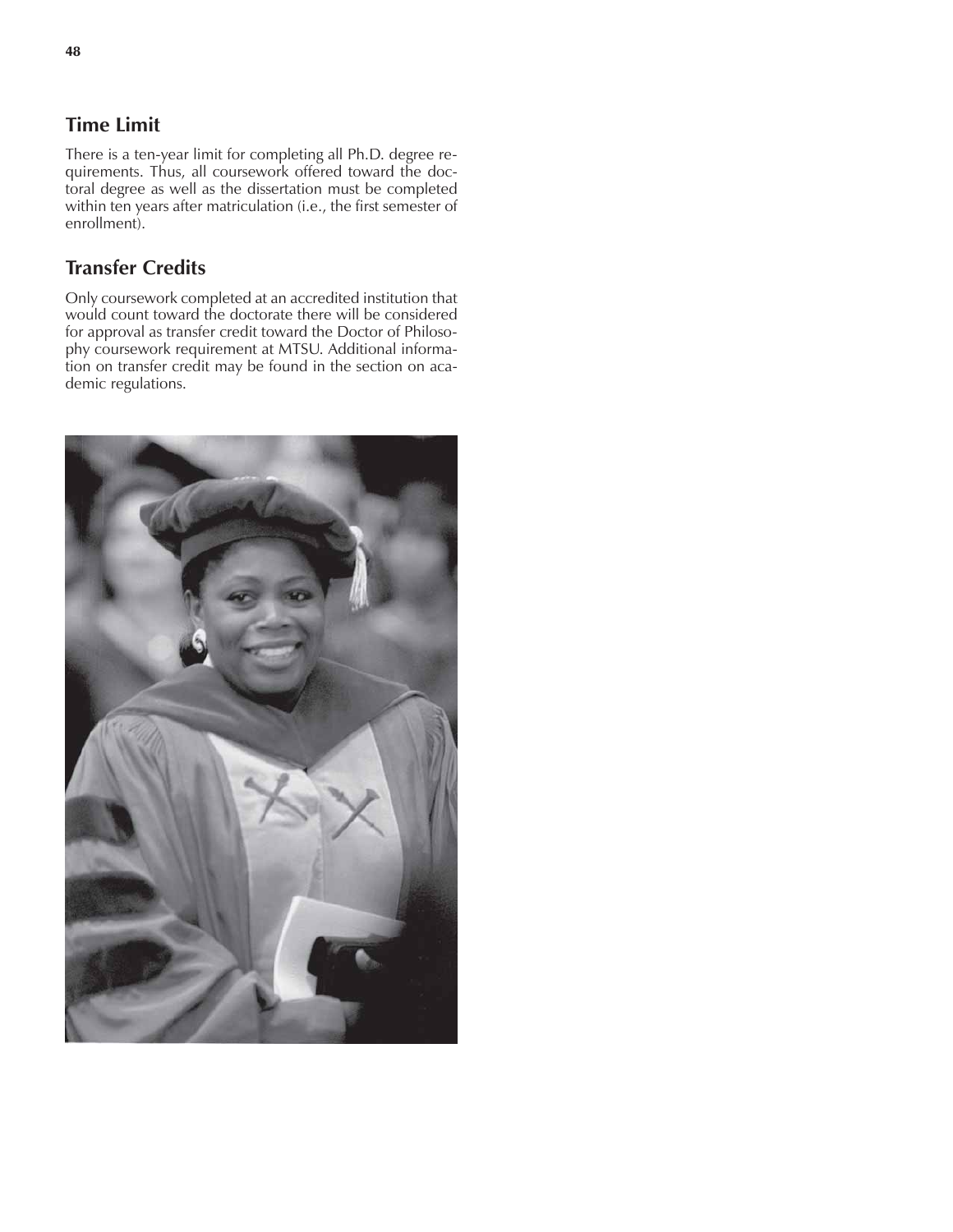## Time Limit

There is a ten-year limit for completing all Ph.D. degree requirements. Thus, all coursework offered toward the doctoral degree as well as the dissertation must be completed within ten years after matriculation (i.e., the first semester of enrollment).

## Transfer Credits

Only coursework completed at an accredited institution that would count toward the doctorate there will be considered for approval as transfer credit toward the Doctor of Philosophy coursework requirement at MTSU. Additional information on transfer credit may be found in the section on academic regulations.